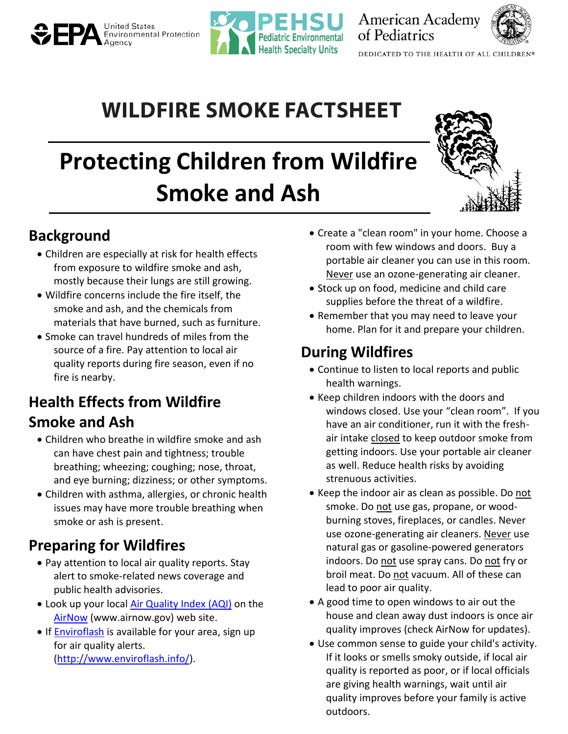United States Environmental Protection Agency | Pediatric Environmental Health Specialty Units | American Academy of Pediatrics — DEDICATED TO THE HEALTH OF ALL CHILDREN®

# WILDFIRE SMOKE FACTSHEET

# Protecting Children from Wildfire Smoke and Ash

## Background

- Children are especially at risk for health effects from exposure to wildfire smoke and ash, mostly because their lungs are still growing.
- Wildfire concerns include the fire itself, the smoke and ash, and the chemicals from materials that have burned, such as furniture.
- Smoke can travel hundreds of miles from the source of a fire. Pay attention to local air quality reports during fire season, even if no fire is nearby.

## Health Effects from Wildfire Smoke and Ash

- Children who breathe in wildfire smoke and ash can have chest pain and tightness; trouble breathing; wheezing; coughing; nose, throat, and eye burning; dizziness; or other symptoms.
- Children with asthma, allergies, or chronic health issues may have more trouble breathing when smoke or ash is present.

## Preparing for Wildfires

- Pay attention to local air quality reports. Stay alert to smoke-related news coverage and public health advisories.
- Look up your local [Air Quality Index (AQI)]() on the [AirNow]() (www.airnow.gov) web site.
- If [Enviroflash]() is available for your area, sign up for air quality alerts. ([http://www.enviroflash.info/](http://www.enviroflash.info/)).
- Create a "clean room" in your home. Choose a room with few windows and doors. Buy a portable air cleaner you can use in this room. Never use an ozone-generating air cleaner.
- Stock up on food, medicine and child care supplies before the threat of a wildfire.
- Remember that you may need to leave your home. Plan for it and prepare your children.

## During Wildfires

- Continue to listen to local reports and public health warnings.
- Keep children indoors with the doors and windows closed. Use your "clean room". If you have an air conditioner, run it with the fresh-air intake closed to keep outdoor smoke from getting indoors. Use your portable air cleaner as well. Reduce health risks by avoiding strenuous activities.
- Keep the indoor air as clean as possible. Do not smoke. Do not use gas, propane, or wood-burning stoves, fireplaces, or candles. Never use ozone-generating air cleaners. Never use natural gas or gasoline-powered generators indoors. Do not use spray cans. Do not fry or broil meat. Do not vacuum. All of these can lead to poor air quality.
- A good time to open windows to air out the house and clean away dust indoors is once air quality improves (check AirNow for updates).
- Use common sense to guide your child's activity. If it looks or smells smoky outside, if local air quality is reported as poor, or if local officials are giving health warnings, wait until air quality improves before your family is active outdoors.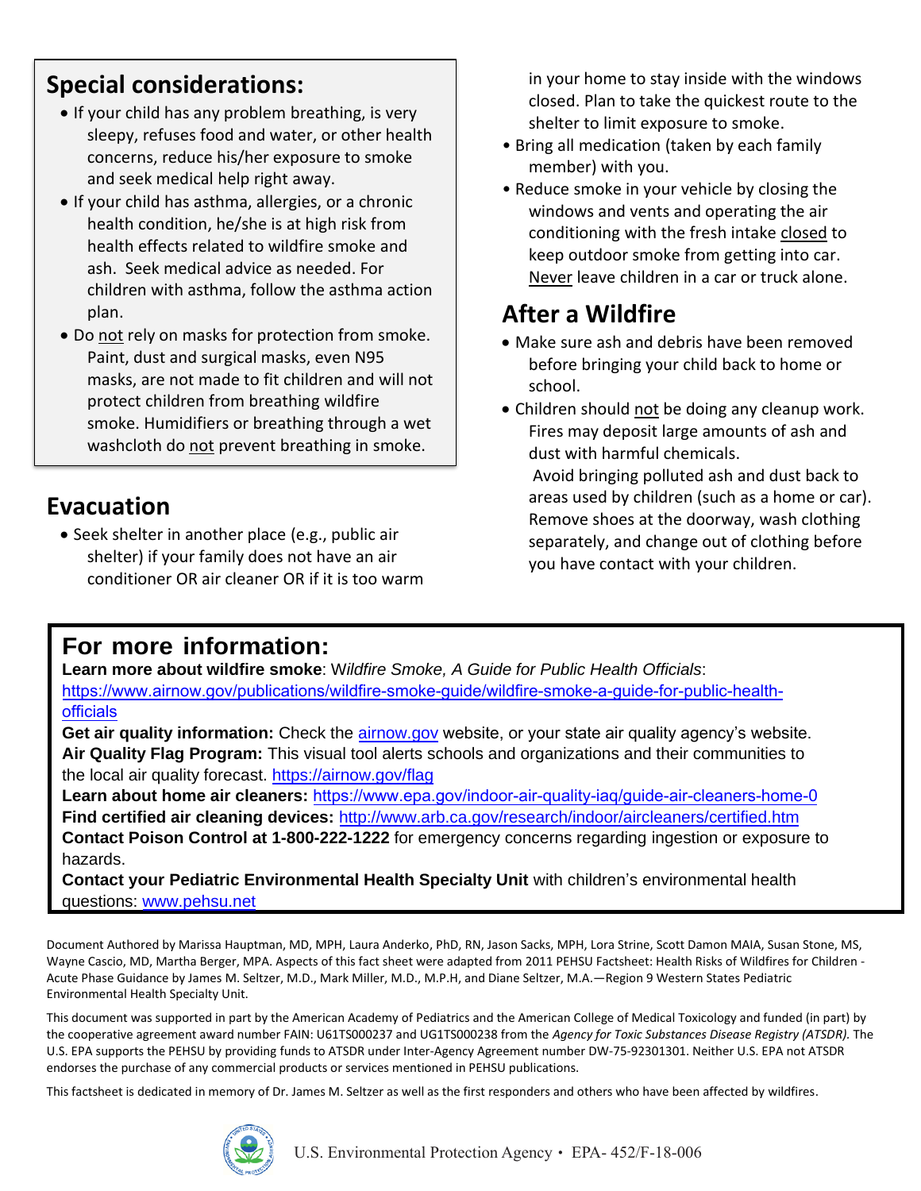## Special considerations:

- If your child has any problem breathing, is very sleepy, refuses food and water, or other health concerns, reduce his/her exposure to smoke and seek medical help right away.
- If your child has asthma, allergies, or a chronic health condition, he/she is at high risk from health effects related to wildfire smoke and ash. Seek medical advice as needed. For children with asthma, follow the asthma action plan.
- Do not rely on masks for protection from smoke. Paint, dust and surgical masks, even N95 masks, are not made to fit children and will not protect children from breathing wildfire smoke. Humidifiers or breathing through a wet washcloth do not prevent breathing in smoke.

## Evacuation

- Seek shelter in another place (e.g., public air shelter) if your family does not have an air conditioner OR air cleaner OR if it is too warm in your home to stay inside with the windows closed. Plan to take the quickest route to the shelter to limit exposure to smoke.
- Bring all medication (taken by each family member) with you.
- Reduce smoke in your vehicle by closing the windows and vents and operating the air conditioning with the fresh intake closed to keep outdoor smoke from getting into car. Never leave children in a car or truck alone.

## After a Wildfire

- Make sure ash and debris have been removed before bringing your child back to home or school.
- Children should not be doing any cleanup work. Fires may deposit large amounts of ash and dust with harmful chemicals.
  Avoid bringing polluted ash and dust back to areas used by children (such as a home or car). Remove shoes at the doorway, wash clothing separately, and change out of clothing before you have contact with your children.

## For more information:

**Learn more about wildfire smoke**: *Wildfire Smoke, A Guide for Public Health Officials*: https://www.airnow.gov/publications/wildfire-smoke-guide/wildfire-smoke-a-guide-for-public-health-officials

**Get air quality information:** Check the airnow.gov website, or your state air quality agency's website.

**Air Quality Flag Program:** This visual tool alerts schools and organizations and their communities to the local air quality forecast. https://airnow.gov/flag

**Learn about home air cleaners:** https://www.epa.gov/indoor-air-quality-iaq/guide-air-cleaners-home-0

**Find certified air cleaning devices:** http://www.arb.ca.gov/research/indoor/aircleaners/certified.htm

**Contact Poison Control at 1-800-222-1222** for emergency concerns regarding ingestion or exposure to hazards.

**Contact your Pediatric Environmental Health Specialty Unit** with children's environmental health questions: www.pehsu.net

Document Authored by Marissa Hauptman, MD, MPH, Laura Anderko, PhD, RN, Jason Sacks, MPH, Lora Strine, Scott Damon MAIA, Susan Stone, MS, Wayne Cascio, MD, Martha Berger, MPA. Aspects of this fact sheet were adapted from 2011 PEHSU Factsheet: Health Risks of Wildfires for Children - Acute Phase Guidance by James M. Seltzer, M.D., Mark Miller, M.D., M.P.H, and Diane Seltzer, M.A.—Region 9 Western States Pediatric Environmental Health Specialty Unit.

This document was supported in part by the American Academy of Pediatrics and the American College of Medical Toxicology and funded (in part) by the cooperative agreement award number FAIN: U61TS000237 and UG1TS000238 from the *Agency for Toxic Substances Disease Registry (ATSDR).* The U.S. EPA supports the PEHSU by providing funds to ATSDR under Inter-Agency Agreement number DW-75-92301301. Neither U.S. EPA not ATSDR endorses the purchase of any commercial products or services mentioned in PEHSU publications.

This factsheet is dedicated in memory of Dr. James M. Seltzer as well as the first responders and others who have been affected by wildfires.

U.S. Environmental Protection Agency • EPA- 452/F-18-006